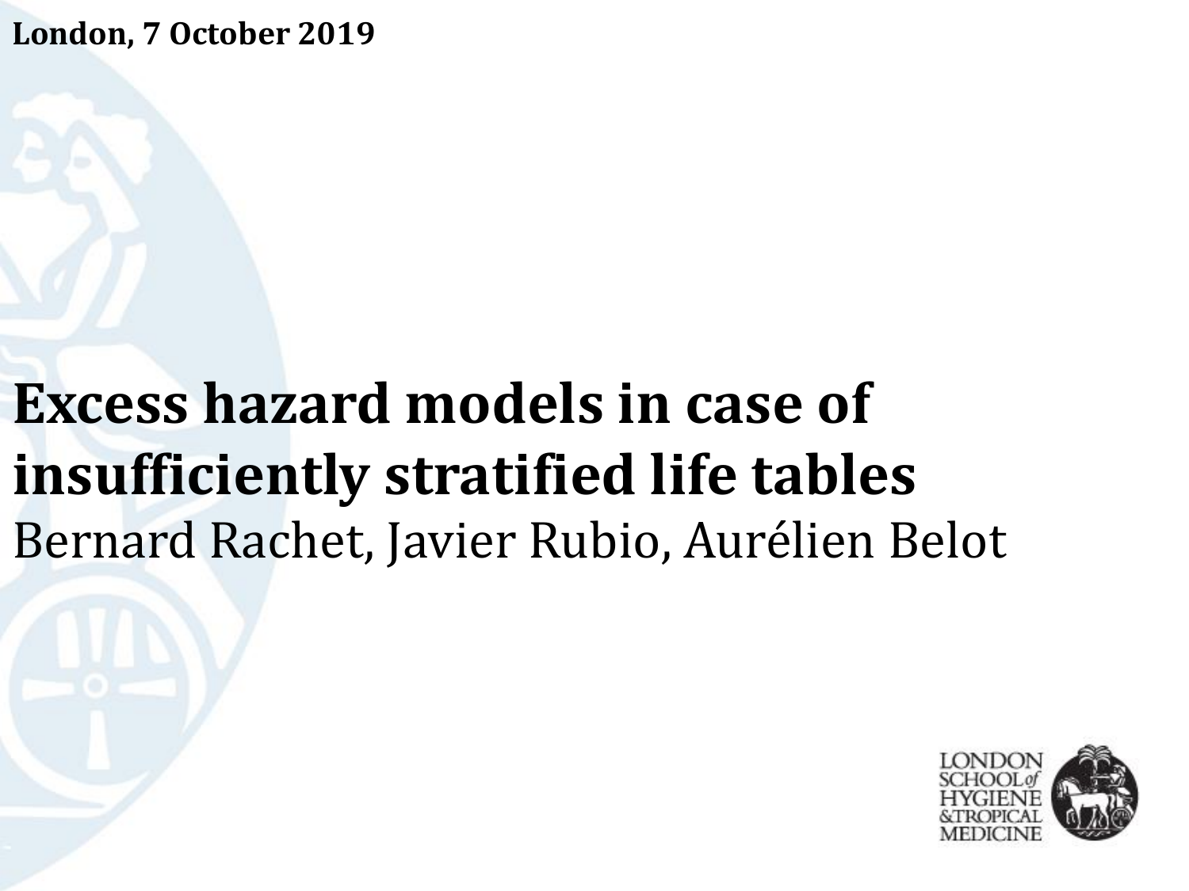**London, 7 October 2019**

# Excess hazard models in case of insufficiently stratified life tables

Bernard Rachet, Javier Rubio, Aurélien Belot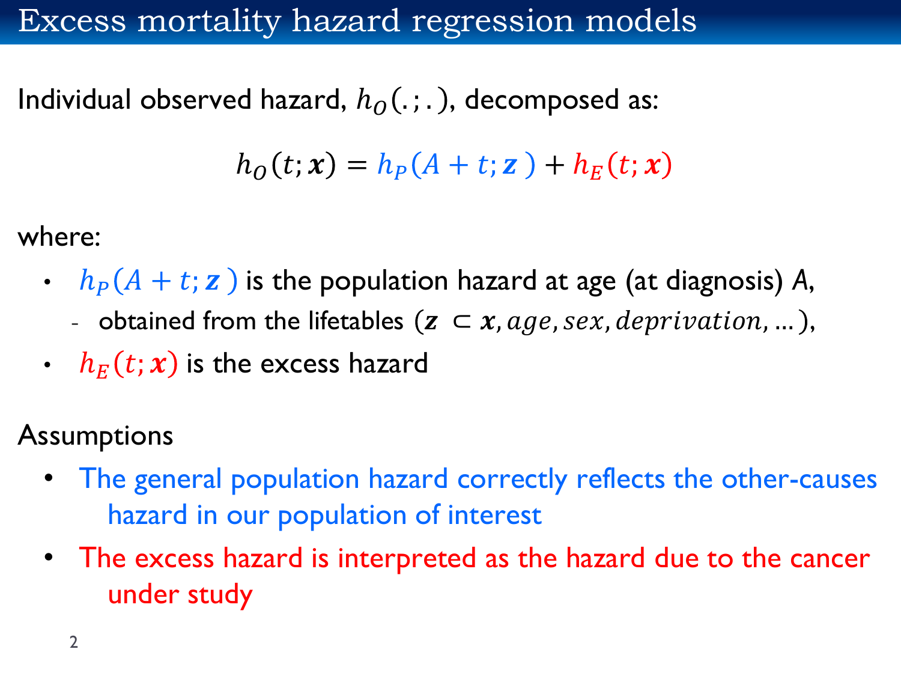# Excess mortality hazard regression models

Individual observed hazard, $h_O(.\,;.)$, decomposed as:

$$h_O(t; \boldsymbol{x}) = h_P(A + t; \boldsymbol{z}) + h_E(t; \boldsymbol{x})$$

where:

- $h_P(A + t; \boldsymbol{z})$ is the population hazard at age (at diagnosis) *A*,
  - obtained from the lifetables $(\boldsymbol{z} \subset \boldsymbol{x}, age, sex, deprivation, \ldots)$,
- $h_E(t; \boldsymbol{x})$ is the excess hazard

Assumptions

- The general population hazard correctly reflects the other-causes hazard in our population of interest
- The excess hazard is interpreted as the hazard due to the cancer under study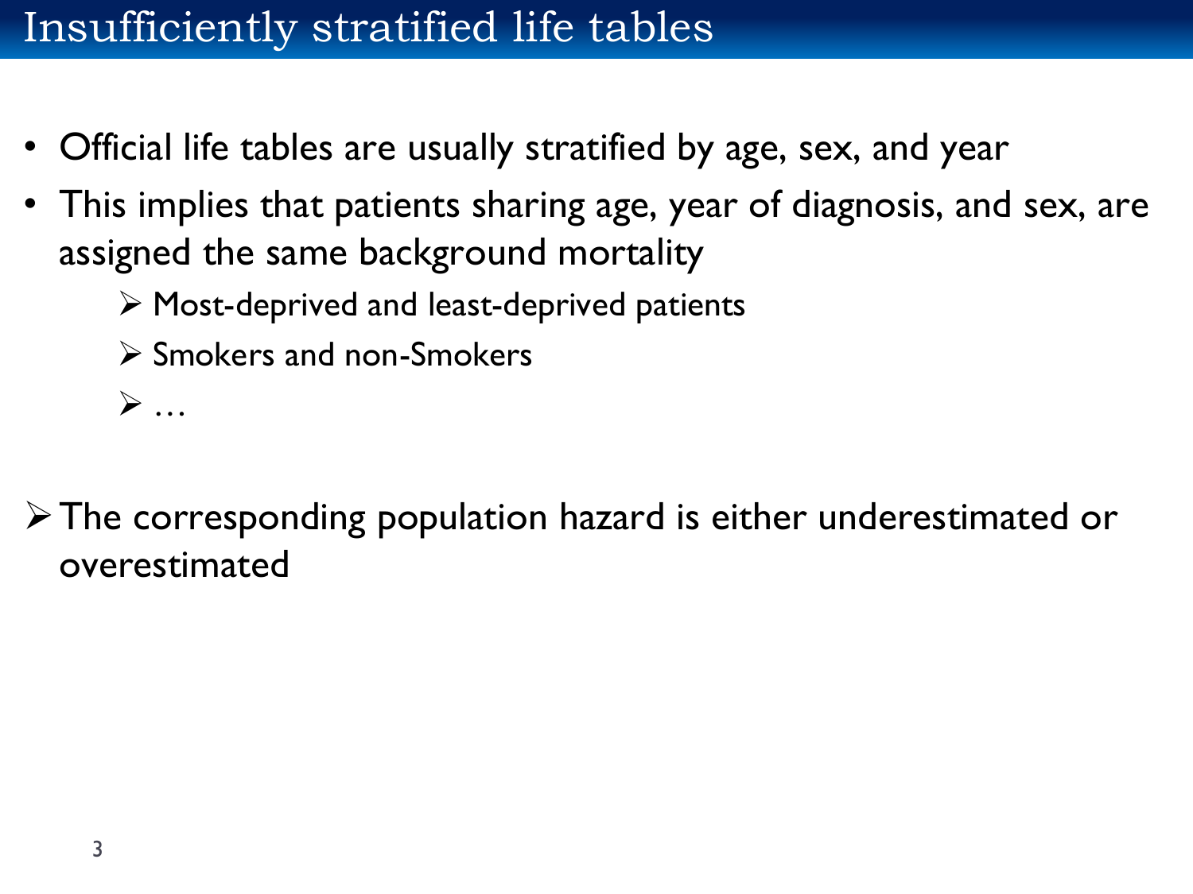# Insufficiently stratified life tables

- Official life tables are usually stratified by age, sex, and year
- This implies that patients sharing age, year of diagnosis, and sex, are assigned the same background mortality
  - Most-deprived and least-deprived patients
  - Smokers and non-Smokers
  - …

- The corresponding population hazard is either underestimated or overestimated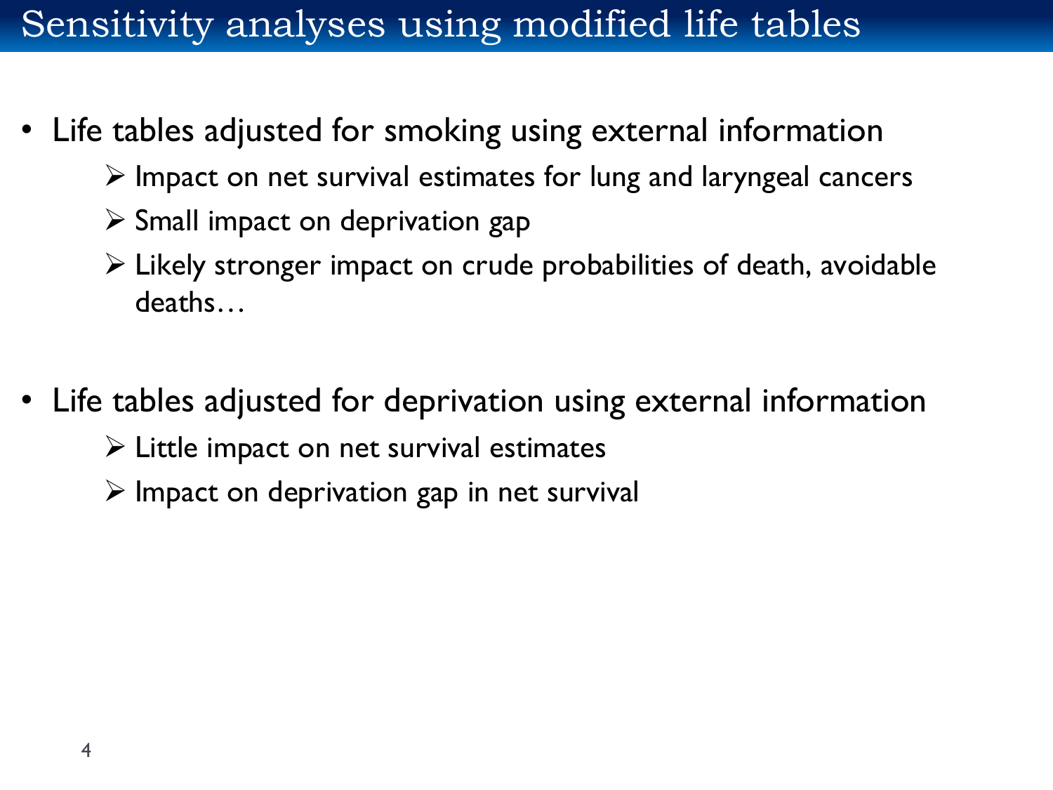# Sensitivity analyses using modified life tables

- Life tables adjusted for smoking using external information
  - Impact on net survival estimates for lung and laryngeal cancers
  - Small impact on deprivation gap
  - Likely stronger impact on crude probabilities of death, avoidable deaths…

- Life tables adjusted for deprivation using external information
  - Little impact on net survival estimates
  - Impact on deprivation gap in net survival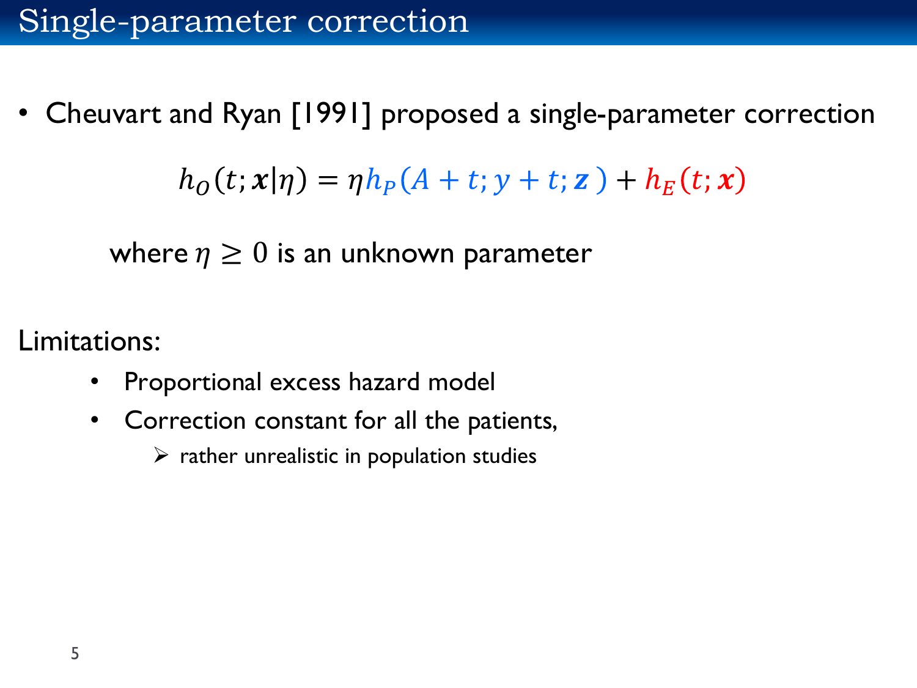# Single-parameter correction

- Cheuvart and Ryan [1991] proposed a single-parameter correction

$$h_O(t; \boldsymbol{x} | \eta) = \eta h_P(A + t; y + t; \boldsymbol{z}) + h_E(t; \boldsymbol{x})$$

where $\eta \geq 0$ is an unknown parameter

Limitations:

- Proportional excess hazard model
- Correction constant for all the patients,
  - ➢ rather unrealistic in population studies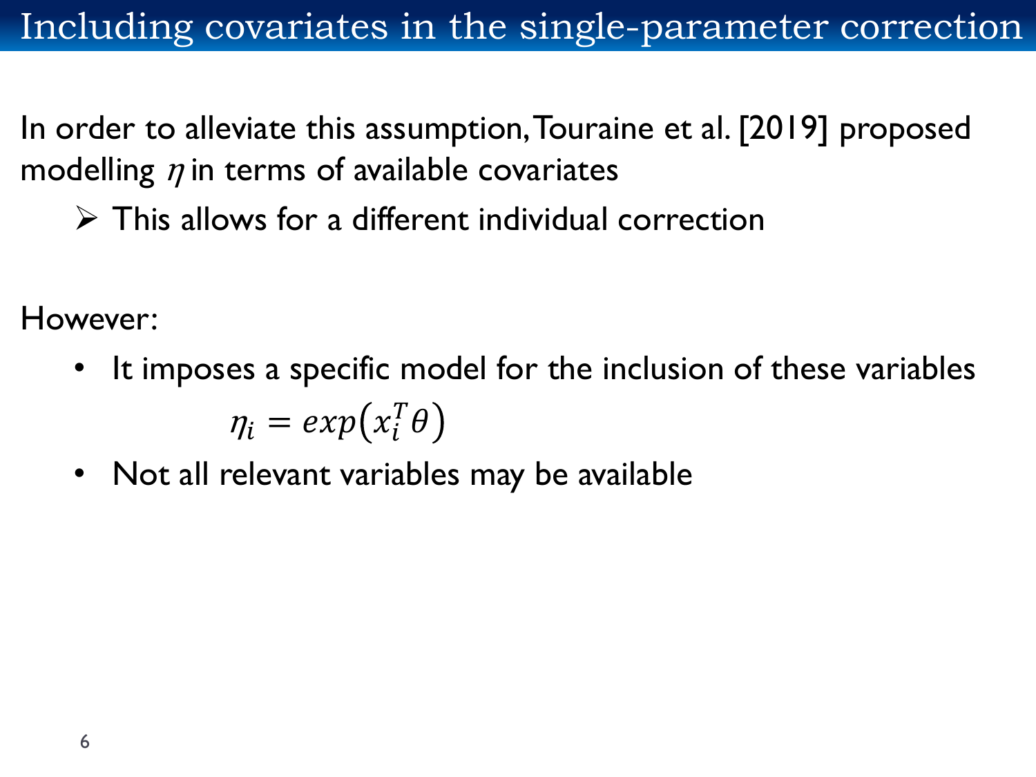# Including covariates in the single-parameter correction

In order to alleviate this assumption, Touraine et al. [2019] proposed modelling $\eta$ in terms of available covariates

- ➢ This allows for a different individual correction

However:

- It imposes a specific model for the inclusion of these variables

$$\eta_i = exp\left(x_i^T \theta\right)$$

- Not all relevant variables may be available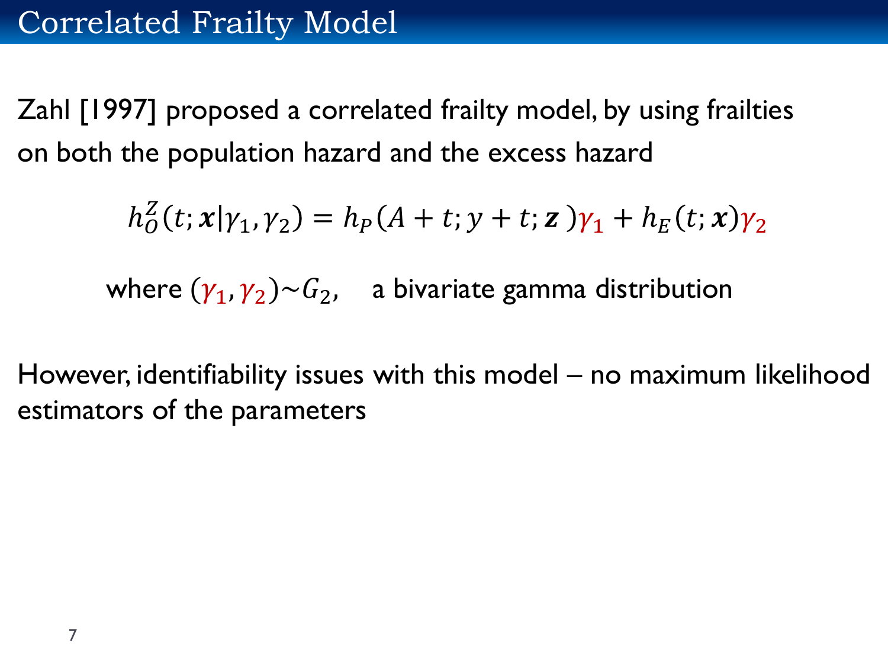# Correlated Frailty Model

Zahl [1997] proposed a correlated frailty model, by using frailties on both the population hazard and the excess hazard

$$h_O^Z(t; \boldsymbol{x}|\gamma_1, \gamma_2) = h_P(A + t; y + t; \boldsymbol{z})\gamma_1 + h_E(t; \boldsymbol{x})\gamma_2$$

where $(\gamma_1, \gamma_2) \sim G_2$, a bivariate gamma distribution

However, identifiability issues with this model – no maximum likelihood estimators of the parameters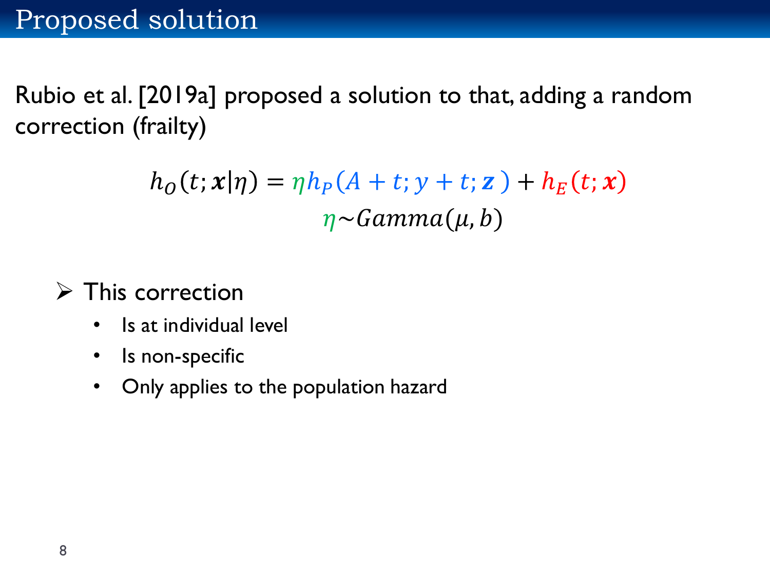# Proposed solution

Rubio et al. [2019a] proposed a solution to that, adding a random correction (frailty)

$$h_O(t; \boldsymbol{x} | \eta) = \eta h_P(A + t; y + t; \boldsymbol{z}) + h_E(t; \boldsymbol{x})$$

$$\eta \sim Gamma(\mu, b)$$

- This correction
  - Is at individual level
  - Is non-specific
  - Only applies to the population hazard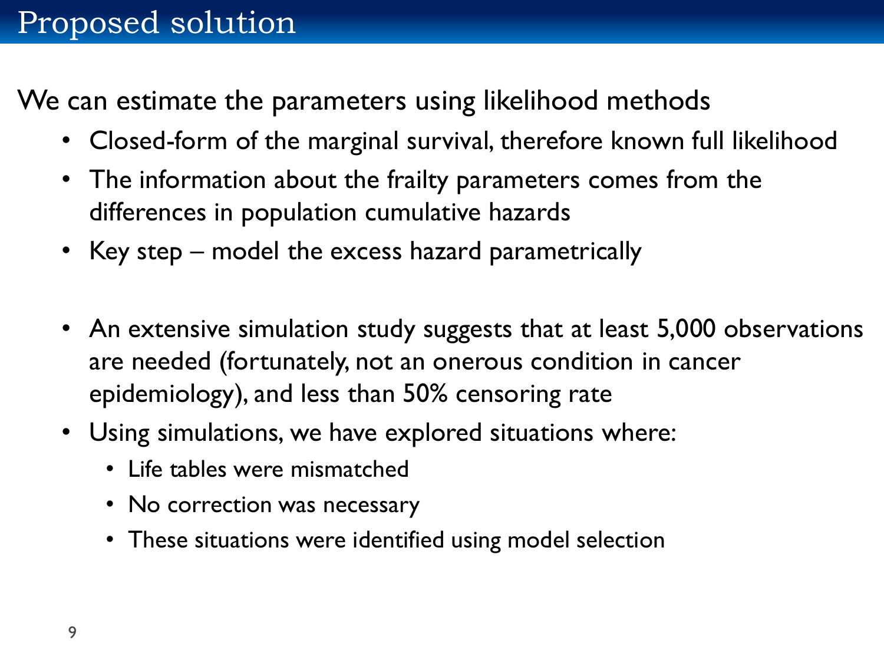# Proposed solution

We can estimate the parameters using likelihood methods

- Closed-form of the marginal survival, therefore known full likelihood
- The information about the frailty parameters comes from the differences in population cumulative hazards
- Key step – model the excess hazard parametrically

- An extensive simulation study suggests that at least 5,000 observations are needed (fortunately, not an onerous condition in cancer epidemiology), and less than 50% censoring rate
- Using simulations, we have explored situations where:
  - Life tables were mismatched
  - No correction was necessary
  - These situations were identified using model selection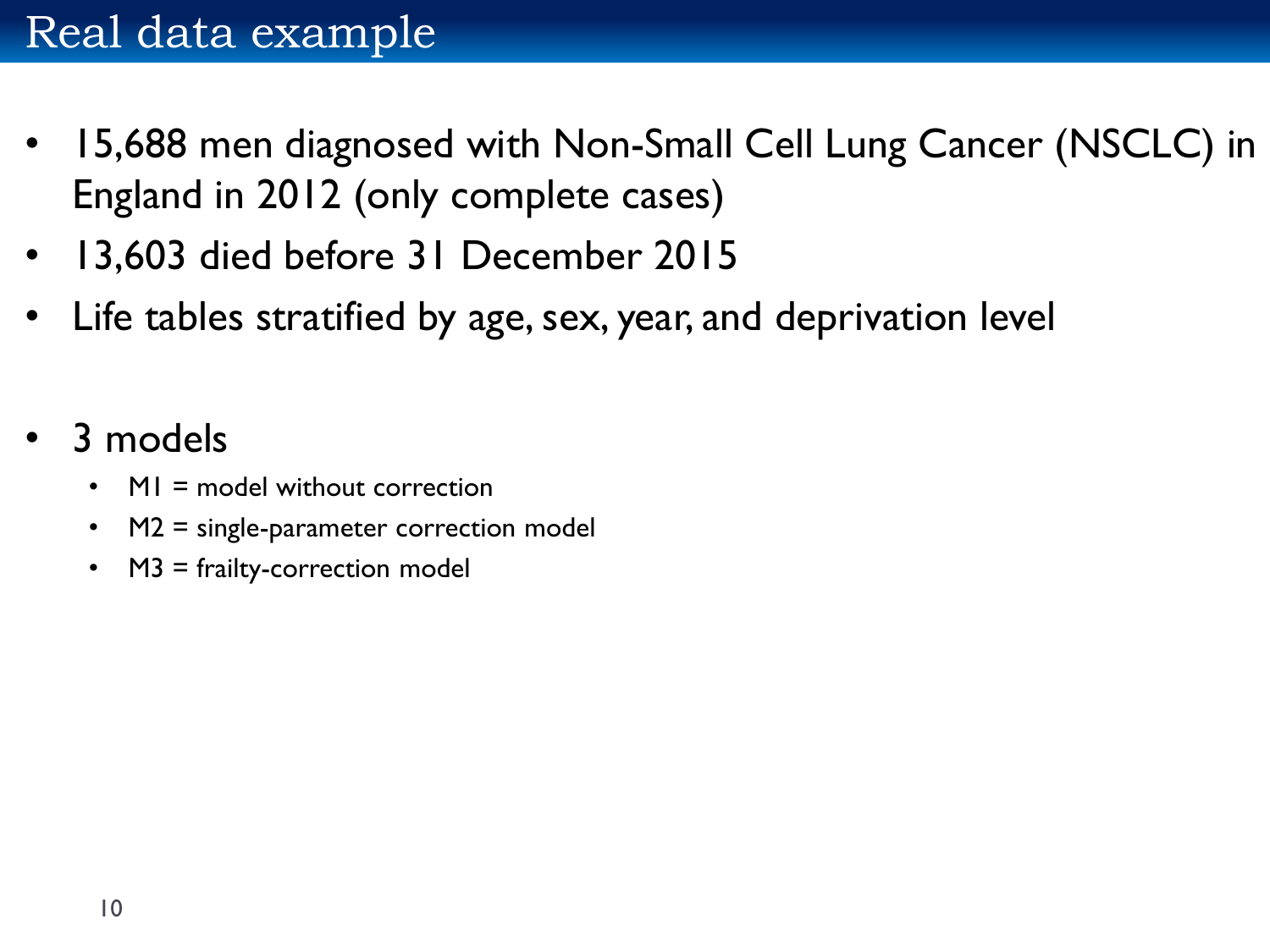# Real data example

- 15,688 men diagnosed with Non-Small Cell Lung Cancer (NSCLC) in England in 2012 (only complete cases)
- 13,603 died before 31 December 2015
- Life tables stratified by age, sex, year, and deprivation level

- 3 models
  - M1 = model without correction
  - M2 = single-parameter correction model
  - M3 = frailty-correction model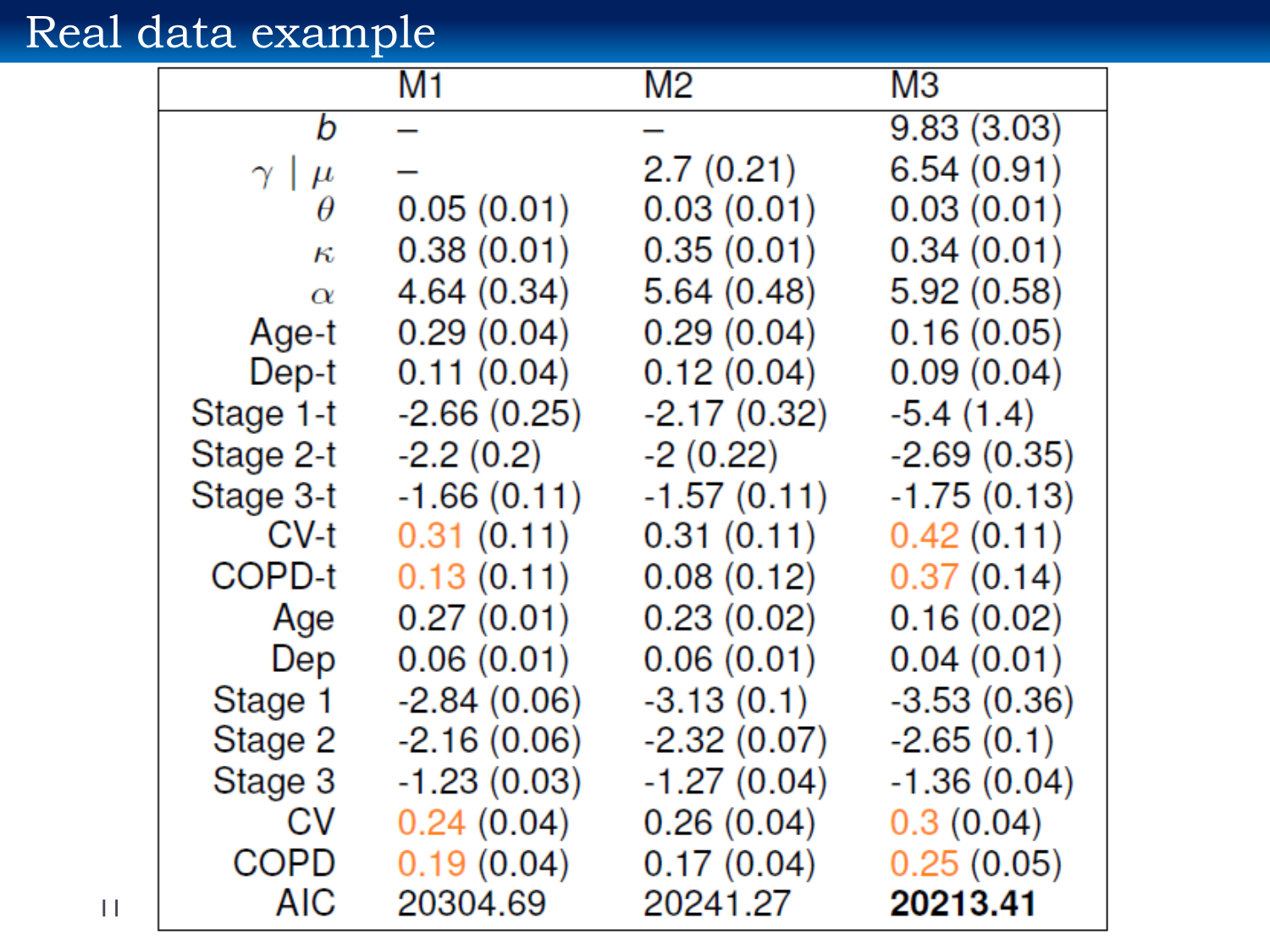# Real data example

| | M1 | M2 | M3 |
|---|---|---|---|
| $b$ | – | – | 9.83 (3.03) |
| $\gamma \mid \mu$ | – | 2.7 (0.21) | 6.54 (0.91) |
| $\theta$ | 0.05 (0.01) | 0.03 (0.01) | 0.03 (0.01) |
| $\kappa$ | 0.38 (0.01) | 0.35 (0.01) | 0.34 (0.01) |
| $\alpha$ | 4.64 (0.34) | 5.64 (0.48) | 5.92 (0.58) |
| Age-t | 0.29 (0.04) | 0.29 (0.04) | 0.16 (0.05) |
| Dep-t | 0.11 (0.04) | 0.12 (0.04) | 0.09 (0.04) |
| Stage 1-t | -2.66 (0.25) | -2.17 (0.32) | -5.4 (1.4) |
| Stage 2-t | -2.2 (0.2) | -2 (0.22) | -2.69 (0.35) |
| Stage 3-t | -1.66 (0.11) | -1.57 (0.11) | -1.75 (0.13) |
| CV-t | 0.31 (0.11) | 0.31 (0.11) | 0.42 (0.11) |
| COPD-t | 0.13 (0.11) | 0.08 (0.12) | 0.37 (0.14) |
| Age | 0.27 (0.01) | 0.23 (0.02) | 0.16 (0.02) |
| Dep | 0.06 (0.01) | 0.06 (0.01) | 0.04 (0.01) |
| Stage 1 | -2.84 (0.06) | -3.13 (0.1) | -3.53 (0.36) |
| Stage 2 | -2.16 (0.06) | -2.32 (0.07) | -2.65 (0.1) |
| Stage 3 | -1.23 (0.03) | -1.27 (0.04) | -1.36 (0.04) |
| CV | 0.24 (0.04) | 0.26 (0.04) | 0.3 (0.04) |
| COPD | 0.19 (0.04) | 0.17 (0.04) | 0.25 (0.05) |
| AIC | 20304.69 | 20241.27 | **20213.41** |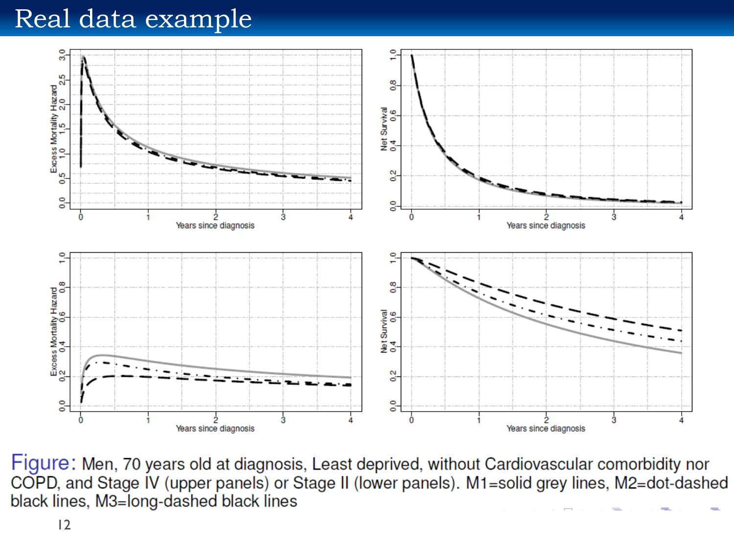# Real data example

Figure: Men, 70 years old at diagnosis, Least deprived, without Cardiovascular comorbidity nor COPD, and Stage IV (upper panels) or Stage II (lower panels). M1=solid grey lines, M2=dot-dashed black lines, M3=long-dashed black lines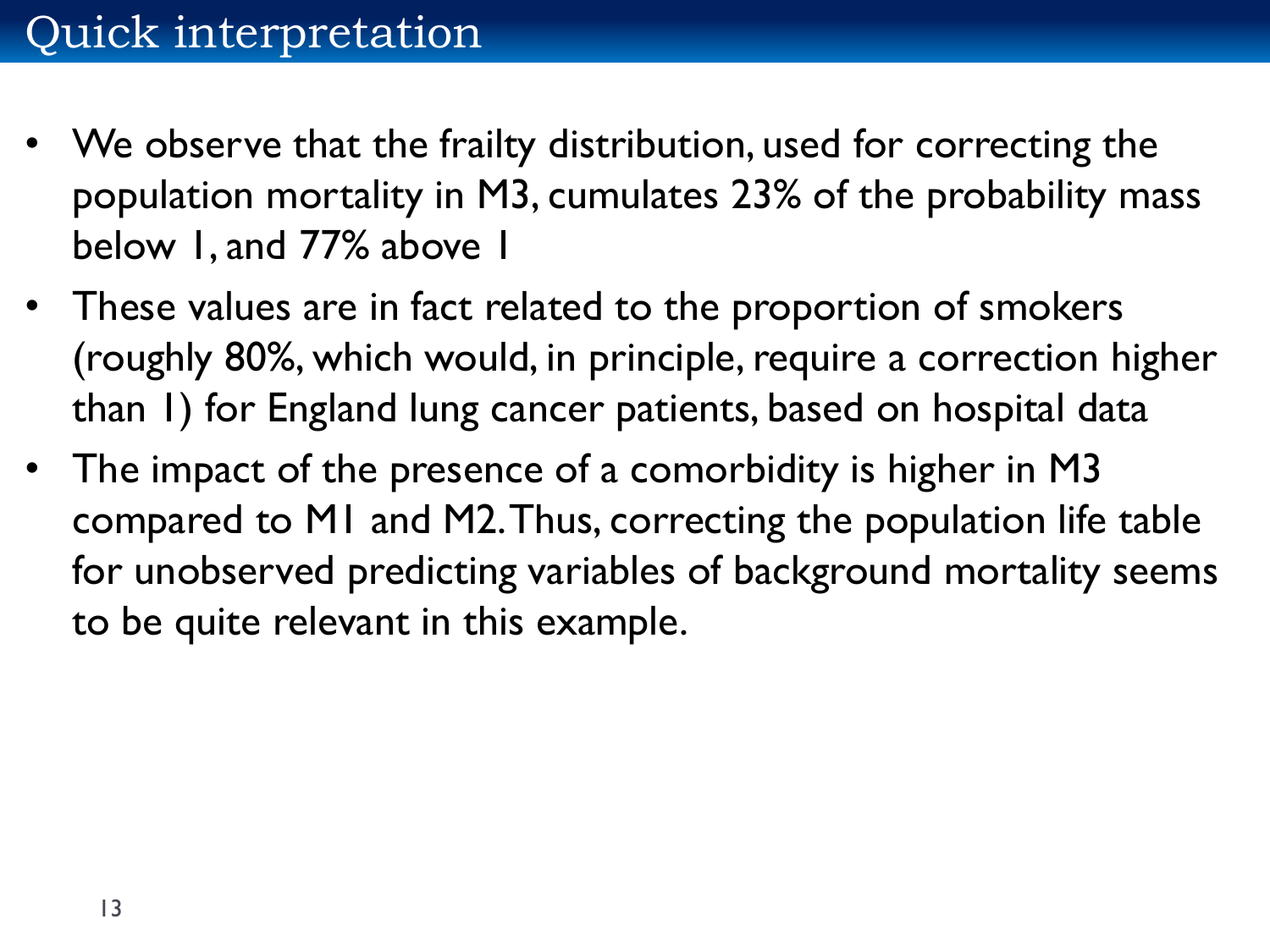# Quick interpretation

- We observe that the frailty distribution, used for correcting the population mortality in M3, cumulates 23% of the probability mass below 1, and 77% above 1
- These values are in fact related to the proportion of smokers (roughly 80%, which would, in principle, require a correction higher than 1) for England lung cancer patients, based on hospital data
- The impact of the presence of a comorbidity is higher in M3 compared to M1 and M2. Thus, correcting the population life table for unobserved predicting variables of background mortality seems to be quite relevant in this example.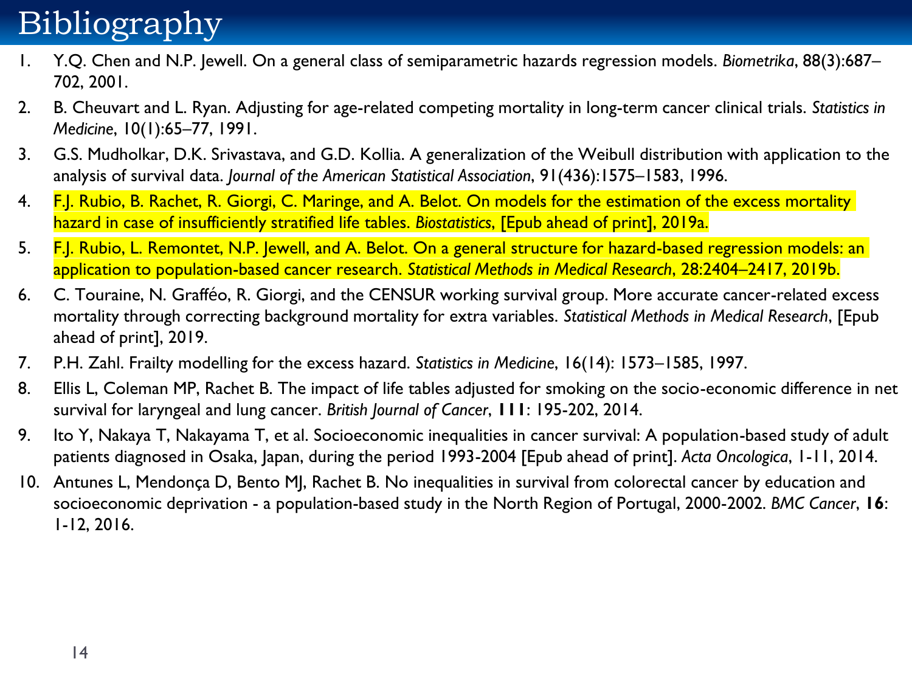# Bibliography

1. Y.Q. Chen and N.P. Jewell. On a general class of semiparametric hazards regression models. *Biometrika*, 88(3):687–702, 2001.
2. B. Cheuvart and L. Ryan. Adjusting for age-related competing mortality in long-term cancer clinical trials. *Statistics in Medicine*, 10(1):65–77, 1991.
3. G.S. Mudholkar, D.K. Srivastava, and G.D. Kollia. A generalization of the Weibull distribution with application to the analysis of survival data. *Journal of the American Statistical Association*, 91(436):1575–1583, 1996.
4. F.J. Rubio, B. Rachet, R. Giorgi, C. Maringe, and A. Belot. On models for the estimation of the excess mortality hazard in case of insufficiently stratified life tables. *Biostatistics*, [Epub ahead of print], 2019a.
5. F.J. Rubio, L. Remontet, N.P. Jewell, and A. Belot. On a general structure for hazard-based regression models: an application to population-based cancer research. *Statistical Methods in Medical Research*, 28:2404–2417, 2019b.
6. C. Touraine, N. Grafféo, R. Giorgi, and the CENSUR working survival group. More accurate cancer-related excess mortality through correcting background mortality for extra variables. *Statistical Methods in Medical Research*, [Epub ahead of print], 2019.
7. P.H. Zahl. Frailty modelling for the excess hazard. *Statistics in Medicine*, 16(14): 1573–1585, 1997.
8. Ellis L, Coleman MP, Rachet B. The impact of life tables adjusted for smoking on the socio-economic difference in net survival for laryngeal and lung cancer. *British Journal of Cancer*, **111**: 195-202, 2014.
9. Ito Y, Nakaya T, Nakayama T, et al. Socioeconomic inequalities in cancer survival: A population-based study of adult patients diagnosed in Osaka, Japan, during the period 1993-2004 [Epub ahead of print]. *Acta Oncologica*, 1-11, 2014.
10. Antunes L, Mendonça D, Bento MJ, Rachet B. No inequalities in survival from colorectal cancer by education and socioeconomic deprivation - a population-based study in the North Region of Portugal, 2000-2002. *BMC Cancer*, **16**: 1-12, 2016.